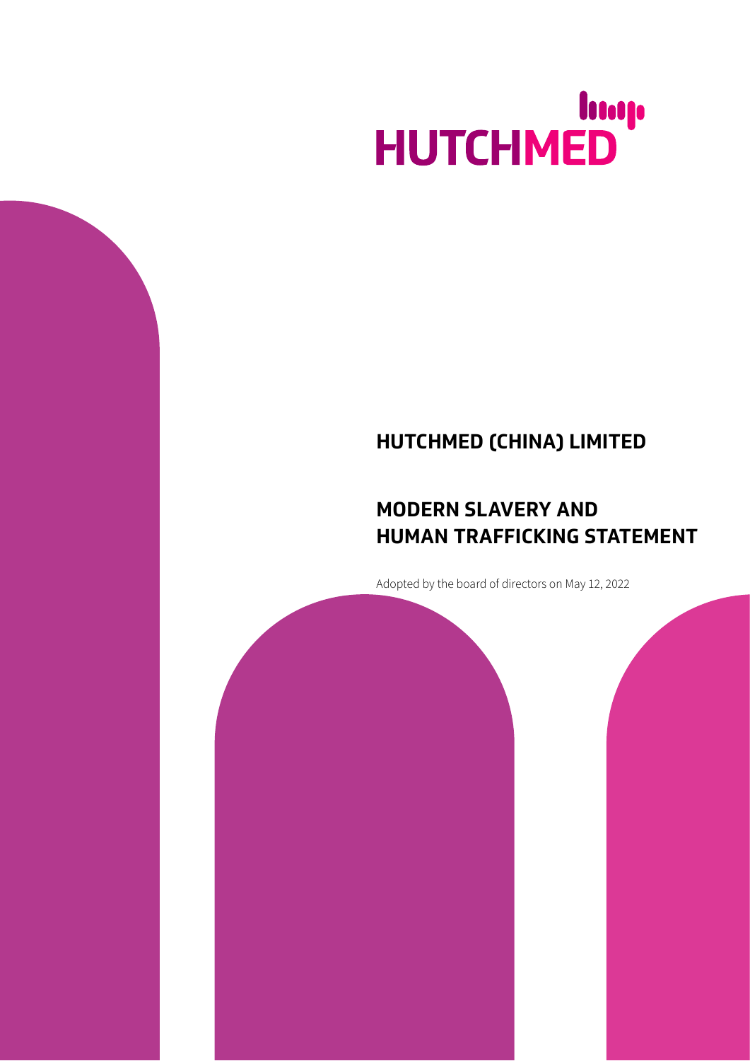HUTCHMED

# HUTCHMED (CHINA) LIMITED

# MODERN SLAVERY AND HUMAN TRAFFICKING STATEMENT

Adopted by the board of directors on May 12, 2022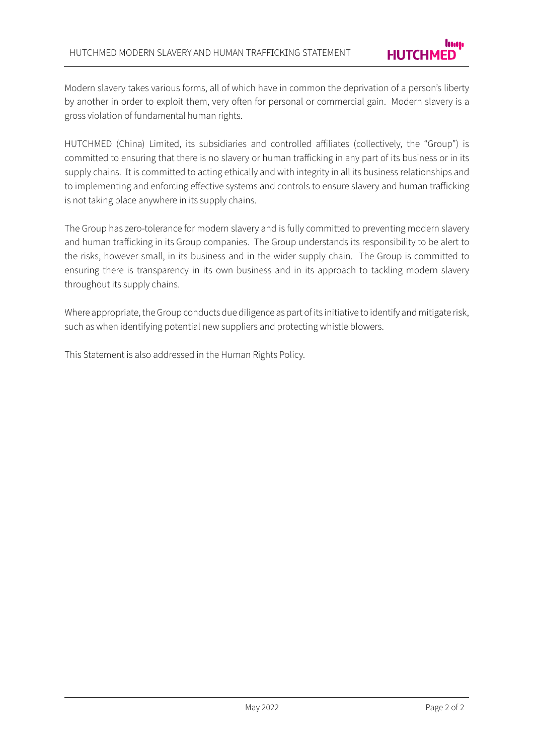Modern slavery takes various forms, all of which have in common the deprivation of a person's liberty by another in order to exploit them, very often for personal or commercial gain. Modern slavery is a gross violation of fundamental human rights.

HUTCHMED (China) Limited, its subsidiaries and controlled affiliates (collectively, the "Group") is committed to ensuring that there is no slavery or human trafficking in any part of its business or in its supply chains. It is committed to acting ethically and with integrity in all its business relationships and to implementing and enforcing effective systems and controls to ensure slavery and human trafficking is not taking place anywhere in its supply chains.

The Group has zero-tolerance for modern slavery and is fully committed to preventing modern slavery and human trafficking in its Group companies. The Group understands its responsibility to be alert to the risks, however small, in its business and in the wider supply chain. The Group is committed to ensuring there is transparency in its own business and in its approach to tackling modern slavery throughout its supply chains.

Where appropriate, the Group conducts due diligence as part of its initiative to identify and mitigate risk, such as when identifying potential new suppliers and protecting whistle blowers.

This Statement is also addressed in the Human Rights Policy.